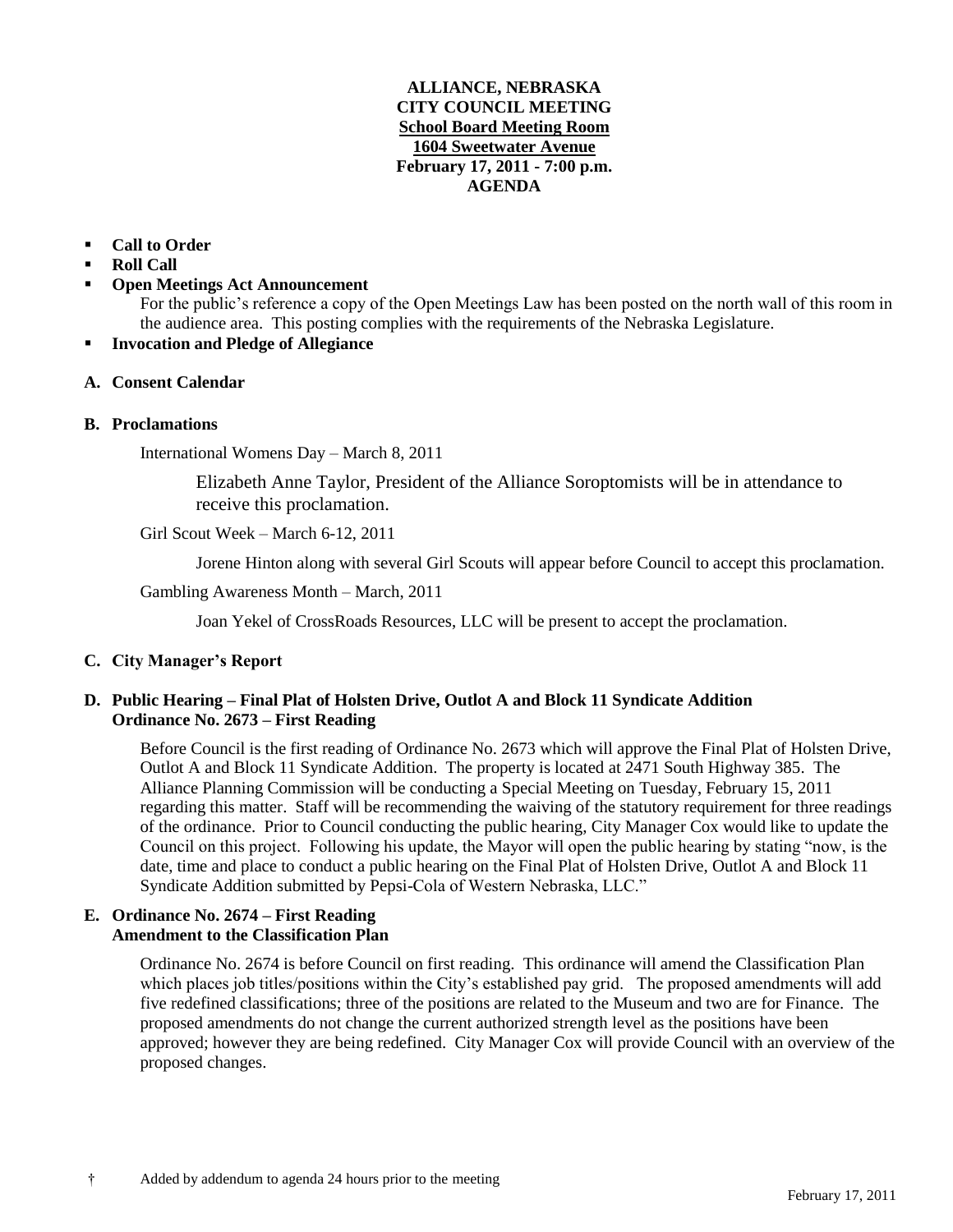**ALLIANCE, NEBRASKA**
**CITY COUNCIL MEETING**
**School Board Meeting Room**
**1604 Sweetwater Avenue**
**February 17, 2011 - 7:00 p.m.**
**AGENDA**

- **Call to Order**
- **Roll Call**
- **Open Meetings Act Announcement**
  For the public's reference a copy of the Open Meetings Law has been posted on the north wall of this room in the audience area. This posting complies with the requirements of the Nebraska Legislature.
- **Invocation and Pledge of Allegiance**

**A. Consent Calendar**

**B. Proclamations**

International Womens Day – March 8, 2011

Elizabeth Anne Taylor, President of the Alliance Soroptomists will be in attendance to receive this proclamation.

Girl Scout Week – March 6-12, 2011

Jorene Hinton along with several Girl Scouts will appear before Council to accept this proclamation.

Gambling Awareness Month – March, 2011

Joan Yekel of CrossRoads Resources, LLC will be present to accept the proclamation.

**C. City Manager's Report**

**D. Public Hearing – Final Plat of Holsten Drive, Outlot A and Block 11 Syndicate Addition**
**Ordinance No. 2673 – First Reading**

Before Council is the first reading of Ordinance No. 2673 which will approve the Final Plat of Holsten Drive, Outlot A and Block 11 Syndicate Addition. The property is located at 2471 South Highway 385. The Alliance Planning Commission will be conducting a Special Meeting on Tuesday, February 15, 2011 regarding this matter. Staff will be recommending the waiving of the statutory requirement for three readings of the ordinance. Prior to Council conducting the public hearing, City Manager Cox would like to update the Council on this project. Following his update, the Mayor will open the public hearing by stating "now, is the date, time and place to conduct a public hearing on the Final Plat of Holsten Drive, Outlot A and Block 11 Syndicate Addition submitted by Pepsi-Cola of Western Nebraska, LLC."

**E. Ordinance No. 2674 – First Reading**
**Amendment to the Classification Plan**

Ordinance No. 2674 is before Council on first reading. This ordinance will amend the Classification Plan which places job titles/positions within the City's established pay grid. The proposed amendments will add five redefined classifications; three of the positions are related to the Museum and two are for Finance. The proposed amendments do not change the current authorized strength level as the positions have been approved; however they are being redefined. City Manager Cox will provide Council with an overview of the proposed changes.

† Added by addendum to agenda 24 hours prior to the meeting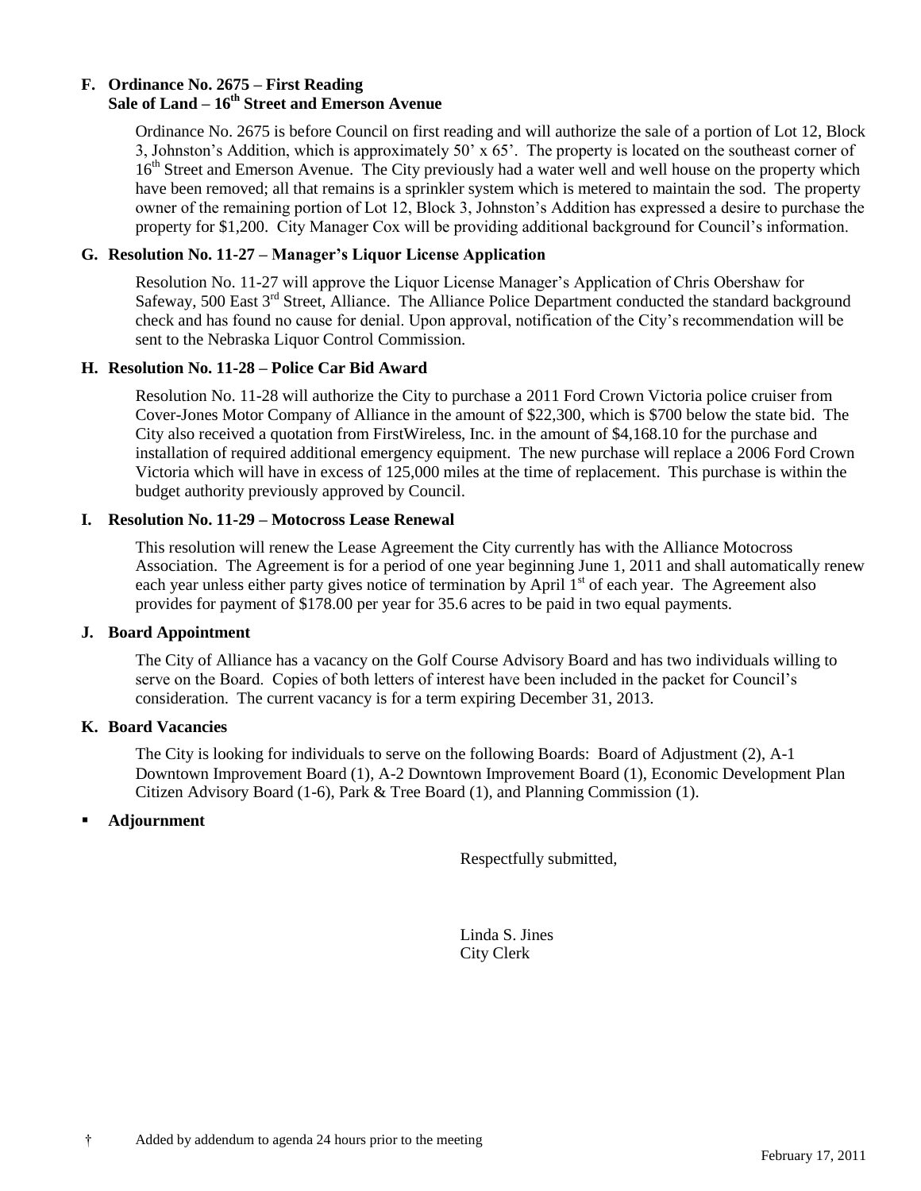**F. Ordinance No. 2675 – First Reading**
**Sale of Land – 16th Street and Emerson Avenue**

Ordinance No. 2675 is before Council on first reading and will authorize the sale of a portion of Lot 12, Block 3, Johnston's Addition, which is approximately 50' x 65'. The property is located on the southeast corner of 16th Street and Emerson Avenue. The City previously had a water well and well house on the property which have been removed; all that remains is a sprinkler system which is metered to maintain the sod. The property owner of the remaining portion of Lot 12, Block 3, Johnston's Addition has expressed a desire to purchase the property for $1,200. City Manager Cox will be providing additional background for Council's information.

**G. Resolution No. 11-27 – Manager's Liquor License Application**

Resolution No. 11-27 will approve the Liquor License Manager's Application of Chris Obershaw for Safeway, 500 East 3rd Street, Alliance. The Alliance Police Department conducted the standard background check and has found no cause for denial. Upon approval, notification of the City's recommendation will be sent to the Nebraska Liquor Control Commission.

**H. Resolution No. 11-28 – Police Car Bid Award**

Resolution No. 11-28 will authorize the City to purchase a 2011 Ford Crown Victoria police cruiser from Cover-Jones Motor Company of Alliance in the amount of $22,300, which is $700 below the state bid. The City also received a quotation from FirstWireless, Inc. in the amount of $4,168.10 for the purchase and installation of required additional emergency equipment. The new purchase will replace a 2006 Ford Crown Victoria which will have in excess of 125,000 miles at the time of replacement. This purchase is within the budget authority previously approved by Council.

**I. Resolution No. 11-29 – Motocross Lease Renewal**

This resolution will renew the Lease Agreement the City currently has with the Alliance Motocross Association. The Agreement is for a period of one year beginning June 1, 2011 and shall automatically renew each year unless either party gives notice of termination by April 1st of each year. The Agreement also provides for payment of $178.00 per year for 35.6 acres to be paid in two equal payments.

**J. Board Appointment**

The City of Alliance has a vacancy on the Golf Course Advisory Board and has two individuals willing to serve on the Board. Copies of both letters of interest have been included in the packet for Council's consideration. The current vacancy is for a term expiring December 31, 2013.

**K. Board Vacancies**

The City is looking for individuals to serve on the following Boards: Board of Adjustment (2), A-1 Downtown Improvement Board (1), A-2 Downtown Improvement Board (1), Economic Development Plan Citizen Advisory Board (1-6), Park & Tree Board (1), and Planning Commission (1).

- **Adjournment**

Respectfully submitted,

Linda S. Jines
City Clerk

† Added by addendum to agenda 24 hours prior to the meeting

February 17, 2011